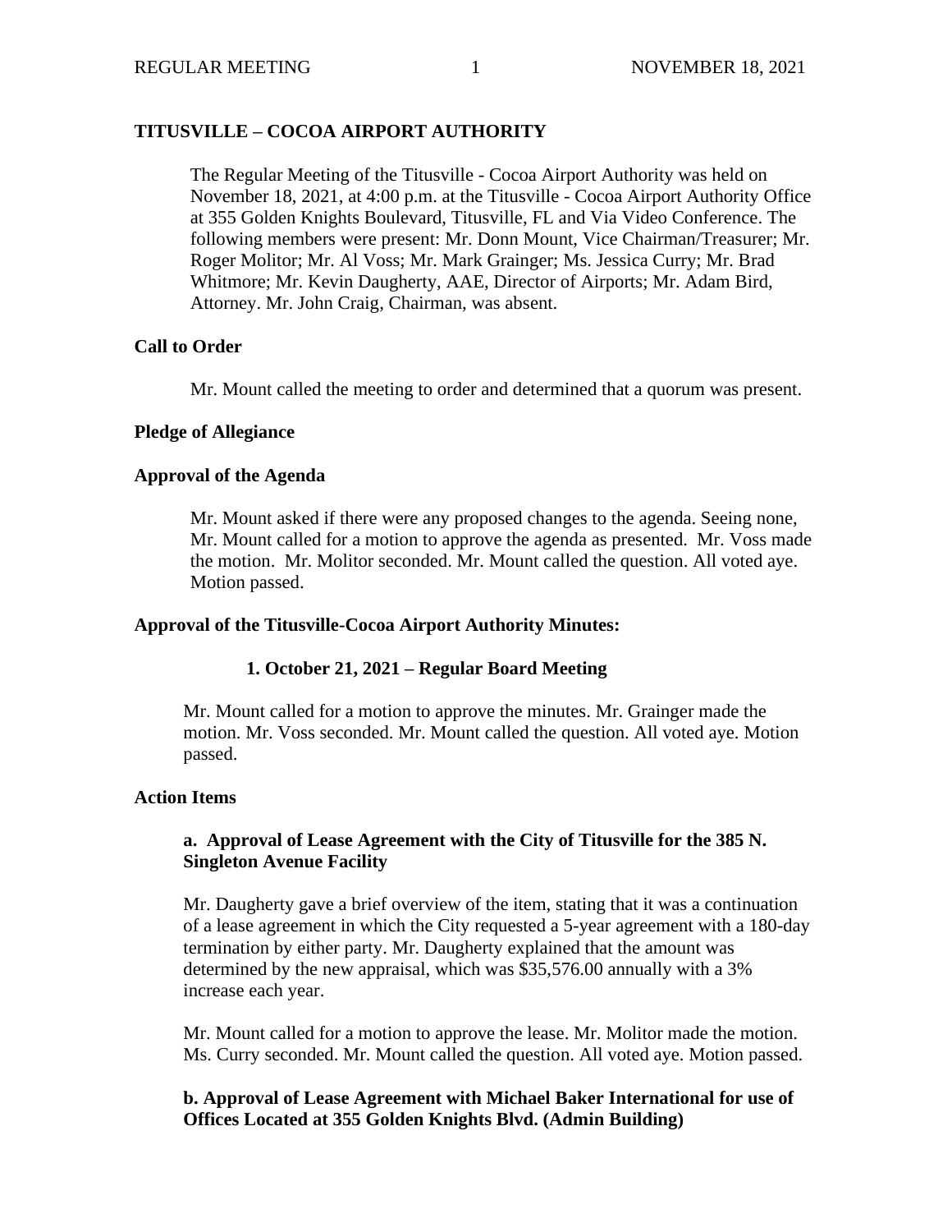# TITUSVILLE – COCOA AIRPORT AUTHORITY

The Regular Meeting of the Titusville - Cocoa Airport Authority was held on November 18, 2021, at 4:00 p.m. at the Titusville - Cocoa Airport Authority Office at 355 Golden Knights Boulevard, Titusville, FL and Via Video Conference. The following members were present: Mr. Donn Mount, Vice Chairman/Treasurer; Mr. Roger Molitor; Mr. Al Voss; Mr. Mark Grainger; Ms. Jessica Curry; Mr. Brad Whitmore; Mr. Kevin Daugherty, AAE, Director of Airports; Mr. Adam Bird, Attorney. Mr. John Craig, Chairman, was absent.

## Call to Order

Mr. Mount called the meeting to order and determined that a quorum was present.

## Pledge of Allegiance

## Approval of the Agenda

Mr. Mount asked if there were any proposed changes to the agenda. Seeing none, Mr. Mount called for a motion to approve the agenda as presented. Mr. Voss made the motion. Mr. Molitor seconded. Mr. Mount called the question. All voted aye. Motion passed.

## Approval of the Titusville-Cocoa Airport Authority Minutes:

### 1. October 21, 2021 – Regular Board Meeting

Mr. Mount called for a motion to approve the minutes. Mr. Grainger made the motion. Mr. Voss seconded. Mr. Mount called the question. All voted aye. Motion passed.

## Action Items

### a. Approval of Lease Agreement with the City of Titusville for the 385 N. Singleton Avenue Facility

Mr. Daugherty gave a brief overview of the item, stating that it was a continuation of a lease agreement in which the City requested a 5-year agreement with a 180-day termination by either party. Mr. Daugherty explained that the amount was determined by the new appraisal, which was $35,576.00 annually with a 3% increase each year.

Mr. Mount called for a motion to approve the lease. Mr. Molitor made the motion. Ms. Curry seconded. Mr. Mount called the question. All voted aye. Motion passed.

### b. Approval of Lease Agreement with Michael Baker International for use of Offices Located at 355 Golden Knights Blvd. (Admin Building)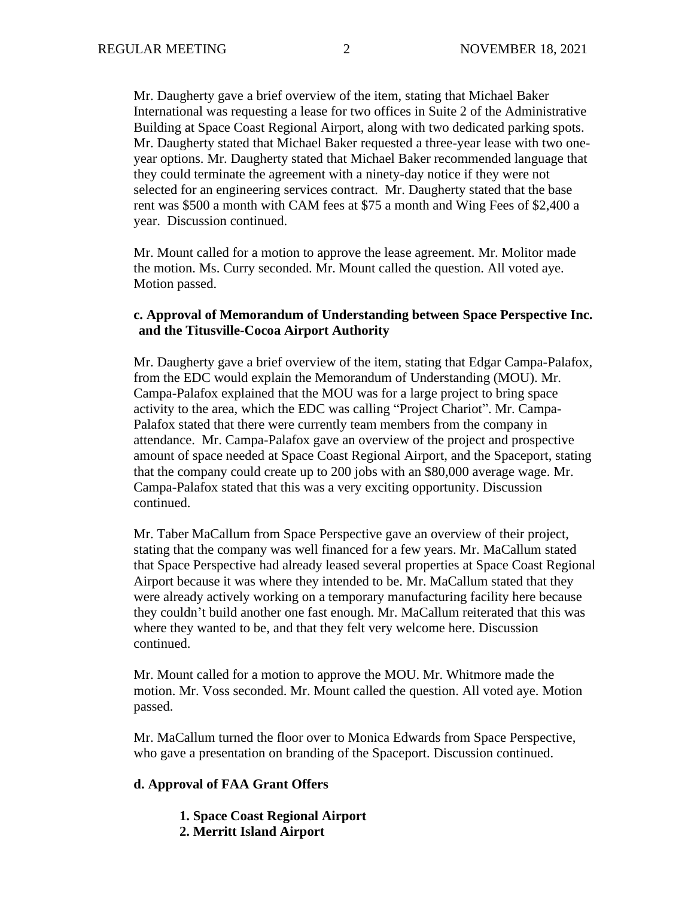Mr. Daugherty gave a brief overview of the item, stating that Michael Baker International was requesting a lease for two offices in Suite 2 of the Administrative Building at Space Coast Regional Airport, along with two dedicated parking spots. Mr. Daugherty stated that Michael Baker requested a three-year lease with two one-year options. Mr. Daugherty stated that Michael Baker recommended language that they could terminate the agreement with a ninety-day notice if they were not selected for an engineering services contract. Mr. Daugherty stated that the base rent was $500 a month with CAM fees at $75 a month and Wing Fees of $2,400 a year. Discussion continued.

Mr. Mount called for a motion to approve the lease agreement. Mr. Molitor made the motion. Ms. Curry seconded. Mr. Mount called the question. All voted aye. Motion passed.

**c. Approval of Memorandum of Understanding between Space Perspective Inc. and the Titusville-Cocoa Airport Authority**

Mr. Daugherty gave a brief overview of the item, stating that Edgar Campa-Palafox, from the EDC would explain the Memorandum of Understanding (MOU). Mr. Campa-Palafox explained that the MOU was for a large project to bring space activity to the area, which the EDC was calling "Project Chariot". Mr. Campa-Palafox stated that there were currently team members from the company in attendance. Mr. Campa-Palafox gave an overview of the project and prospective amount of space needed at Space Coast Regional Airport, and the Spaceport, stating that the company could create up to 200 jobs with an $80,000 average wage. Mr. Campa-Palafox stated that this was a very exciting opportunity. Discussion continued.

Mr. Taber MaCallum from Space Perspective gave an overview of their project, stating that the company was well financed for a few years. Mr. MaCallum stated that Space Perspective had already leased several properties at Space Coast Regional Airport because it was where they intended to be. Mr. MaCallum stated that they were already actively working on a temporary manufacturing facility here because they couldn't build another one fast enough. Mr. MaCallum reiterated that this was where they wanted to be, and that they felt very welcome here. Discussion continued.

Mr. Mount called for a motion to approve the MOU. Mr. Whitmore made the motion. Mr. Voss seconded. Mr. Mount called the question. All voted aye. Motion passed.

Mr. MaCallum turned the floor over to Monica Edwards from Space Perspective, who gave a presentation on branding of the Spaceport. Discussion continued.

**d. Approval of FAA Grant Offers**

1. **Space Coast Regional Airport**
2. **Merritt Island Airport**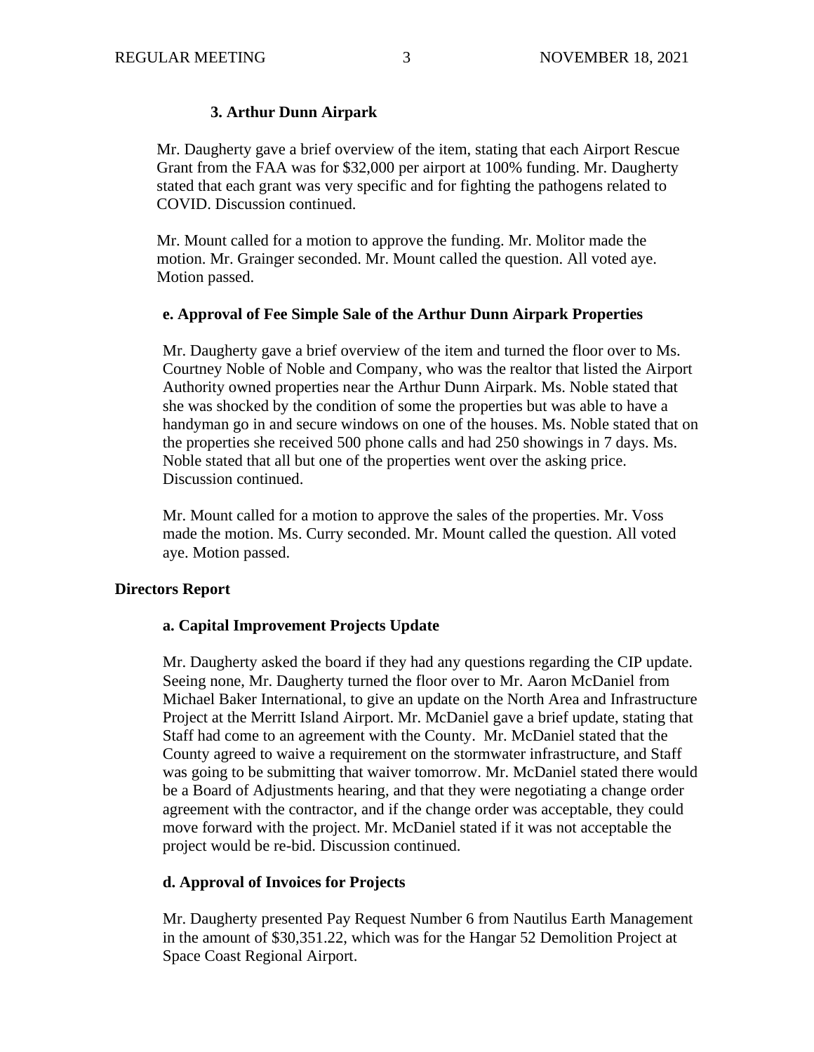**3. Arthur Dunn Airpark**

Mr. Daugherty gave a brief overview of the item, stating that each Airport Rescue Grant from the FAA was for $32,000 per airport at 100% funding. Mr. Daugherty stated that each grant was very specific and for fighting the pathogens related to COVID. Discussion continued.

Mr. Mount called for a motion to approve the funding. Mr. Molitor made the motion. Mr. Grainger seconded. Mr. Mount called the question. All voted aye. Motion passed.

**e. Approval of Fee Simple Sale of the Arthur Dunn Airpark Properties**

Mr. Daugherty gave a brief overview of the item and turned the floor over to Ms. Courtney Noble of Noble and Company, who was the realtor that listed the Airport Authority owned properties near the Arthur Dunn Airpark. Ms. Noble stated that she was shocked by the condition of some the properties but was able to have a handyman go in and secure windows on one of the houses. Ms. Noble stated that on the properties she received 500 phone calls and had 250 showings in 7 days. Ms. Noble stated that all but one of the properties went over the asking price. Discussion continued.

Mr. Mount called for a motion to approve the sales of the properties. Mr. Voss made the motion. Ms. Curry seconded. Mr. Mount called the question. All voted aye. Motion passed.

**Directors Report**

**a. Capital Improvement Projects Update**

Mr. Daugherty asked the board if they had any questions regarding the CIP update. Seeing none, Mr. Daugherty turned the floor over to Mr. Aaron McDaniel from Michael Baker International, to give an update on the North Area and Infrastructure Project at the Merritt Island Airport. Mr. McDaniel gave a brief update, stating that Staff had come to an agreement with the County. Mr. McDaniel stated that the County agreed to waive a requirement on the stormwater infrastructure, and Staff was going to be submitting that waiver tomorrow. Mr. McDaniel stated there would be a Board of Adjustments hearing, and that they were negotiating a change order agreement with the contractor, and if the change order was acceptable, they could move forward with the project. Mr. McDaniel stated if it was not acceptable the project would be re-bid. Discussion continued.

**d. Approval of Invoices for Projects**

Mr. Daugherty presented Pay Request Number 6 from Nautilus Earth Management in the amount of $30,351.22, which was for the Hangar 52 Demolition Project at Space Coast Regional Airport.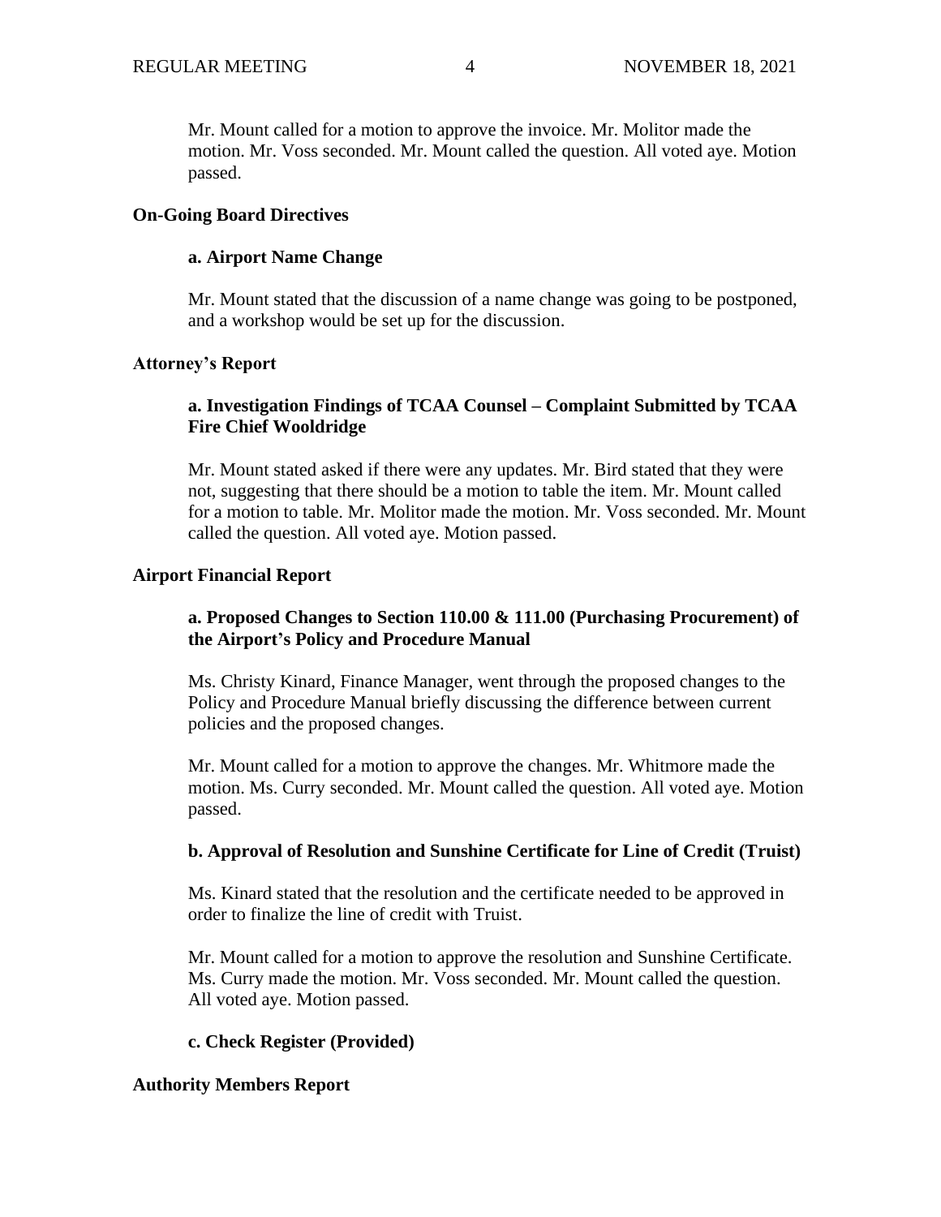Mr. Mount called for a motion to approve the invoice. Mr. Molitor made the motion. Mr. Voss seconded. Mr. Mount called the question. All voted aye. Motion passed.

## On-Going Board Directives

### a. Airport Name Change

Mr. Mount stated that the discussion of a name change was going to be postponed, and a workshop would be set up for the discussion.

## Attorney's Report

### a. Investigation Findings of TCAA Counsel – Complaint Submitted by TCAA Fire Chief Wooldridge

Mr. Mount stated asked if there were any updates. Mr. Bird stated that they were not, suggesting that there should be a motion to table the item. Mr. Mount called for a motion to table. Mr. Molitor made the motion. Mr. Voss seconded. Mr. Mount called the question. All voted aye. Motion passed.

## Airport Financial Report

### a. Proposed Changes to Section 110.00 & 111.00 (Purchasing Procurement) of the Airport's Policy and Procedure Manual

Ms. Christy Kinard, Finance Manager, went through the proposed changes to the Policy and Procedure Manual briefly discussing the difference between current policies and the proposed changes.

Mr. Mount called for a motion to approve the changes. Mr. Whitmore made the motion. Ms. Curry seconded. Mr. Mount called the question. All voted aye. Motion passed.

### b. Approval of Resolution and Sunshine Certificate for Line of Credit (Truist)

Ms. Kinard stated that the resolution and the certificate needed to be approved in order to finalize the line of credit with Truist.

Mr. Mount called for a motion to approve the resolution and Sunshine Certificate. Ms. Curry made the motion. Mr. Voss seconded. Mr. Mount called the question. All voted aye. Motion passed.

### c. Check Register (Provided)

## Authority Members Report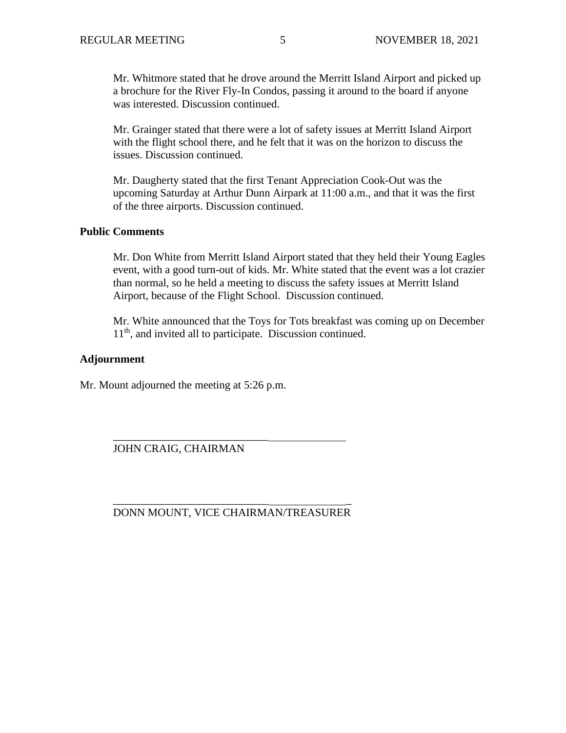Mr. Whitmore stated that he drove around the Merritt Island Airport and picked up a brochure for the River Fly-In Condos, passing it around to the board if anyone was interested. Discussion continued.

Mr. Grainger stated that there were a lot of safety issues at Merritt Island Airport with the flight school there, and he felt that it was on the horizon to discuss the issues. Discussion continued.

Mr. Daugherty stated that the first Tenant Appreciation Cook-Out was the upcoming Saturday at Arthur Dunn Airpark at 11:00 a.m., and that it was the first of the three airports. Discussion continued.

**Public Comments**

Mr. Don White from Merritt Island Airport stated that they held their Young Eagles event, with a good turn-out of kids. Mr. White stated that the event was a lot crazier than normal, so he held a meeting to discuss the safety issues at Merritt Island Airport, because of the Flight School. Discussion continued.

Mr. White announced that the Toys for Tots breakfast was coming up on December 11th, and invited all to participate. Discussion continued.

**Adjournment**

Mr. Mount adjourned the meeting at 5:26 p.m.

___________________________________________

JOHN CRAIG, CHAIRMAN

___________________________________________

DONN MOUNT, VICE CHAIRMAN/TREASURER